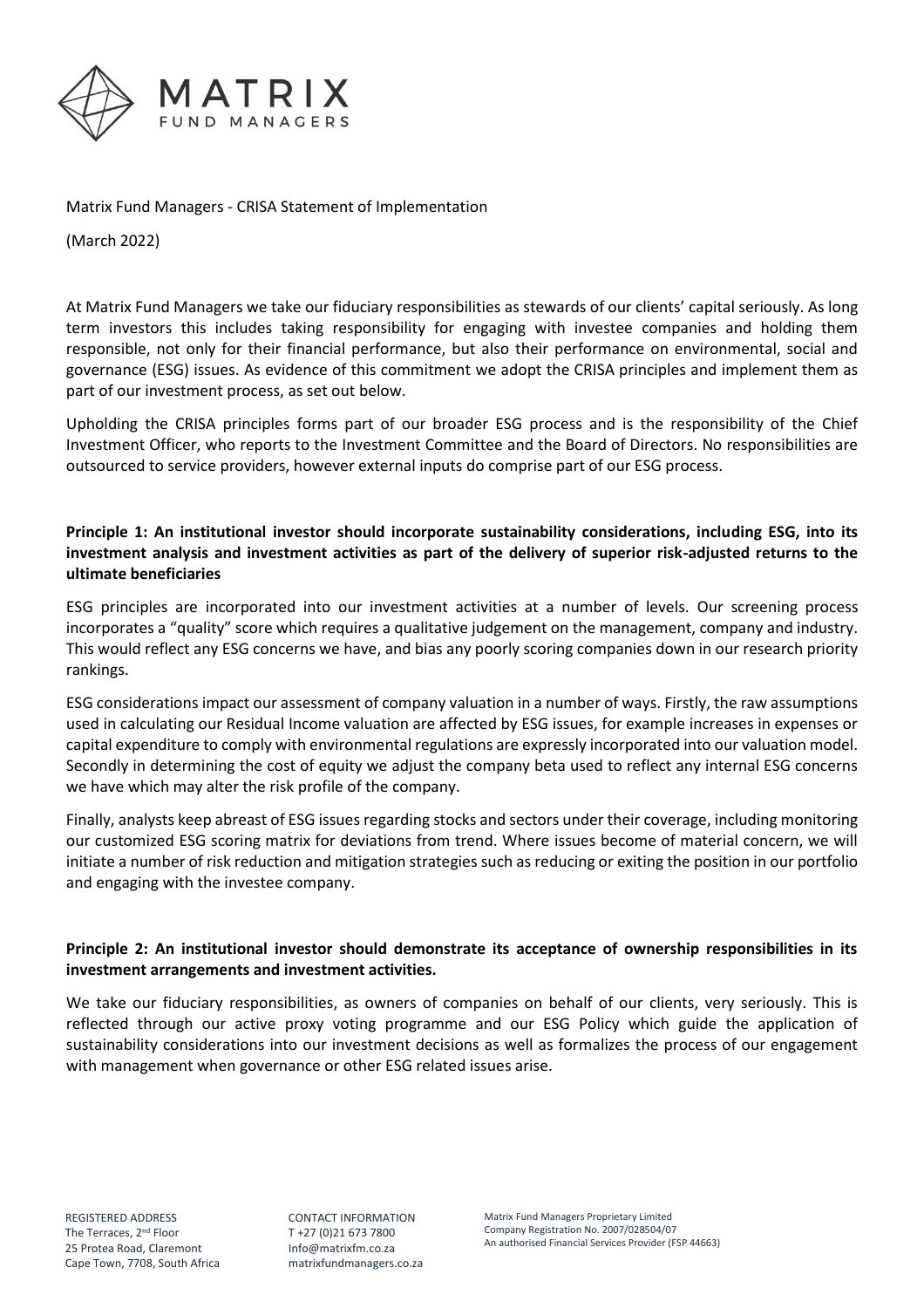Matrix Fund Managers - CRISA Statement of Implementation

(March 2022)

At Matrix Fund Managers we take our fiduciary responsibilities as stewards of our clients' capital seriously. As long term investors this includes taking responsibility for engaging with investee companies and holding them responsible, not only for their financial performance, but also their performance on environmental, social and governance (ESG) issues. As evidence of this commitment we adopt the CRISA principles and implement them as part of our investment process, as set out below.

Upholding the CRISA principles forms part of our broader ESG process and is the responsibility of the Chief Investment Officer, who reports to the Investment Committee and the Board of Directors. No responsibilities are outsourced to service providers, however external inputs do comprise part of our ESG process.

**Principle 1: An institutional investor should incorporate sustainability considerations, including ESG, into its investment analysis and investment activities as part of the delivery of superior risk-adjusted returns to the ultimate beneficiaries**

ESG principles are incorporated into our investment activities at a number of levels. Our screening process incorporates a "quality" score which requires a qualitative judgement on the management, company and industry. This would reflect any ESG concerns we have, and bias any poorly scoring companies down in our research priority rankings.

ESG considerations impact our assessment of company valuation in a number of ways. Firstly, the raw assumptions used in calculating our Residual Income valuation are affected by ESG issues, for example increases in expenses or capital expenditure to comply with environmental regulations are expressly incorporated into our valuation model. Secondly in determining the cost of equity we adjust the company beta used to reflect any internal ESG concerns we have which may alter the risk profile of the company.

Finally, analysts keep abreast of ESG issues regarding stocks and sectors under their coverage, including monitoring our customized ESG scoring matrix for deviations from trend. Where issues become of material concern, we will initiate a number of risk reduction and mitigation strategies such as reducing or exiting the position in our portfolio and engaging with the investee company.

**Principle 2: An institutional investor should demonstrate its acceptance of ownership responsibilities in its investment arrangements and investment activities.**

We take our fiduciary responsibilities, as owners of companies on behalf of our clients, very seriously. This is reflected through our active proxy voting programme and our ESG Policy which guide the application of sustainability considerations into our investment decisions as well as formalizes the process of our engagement with management when governance or other ESG related issues arise.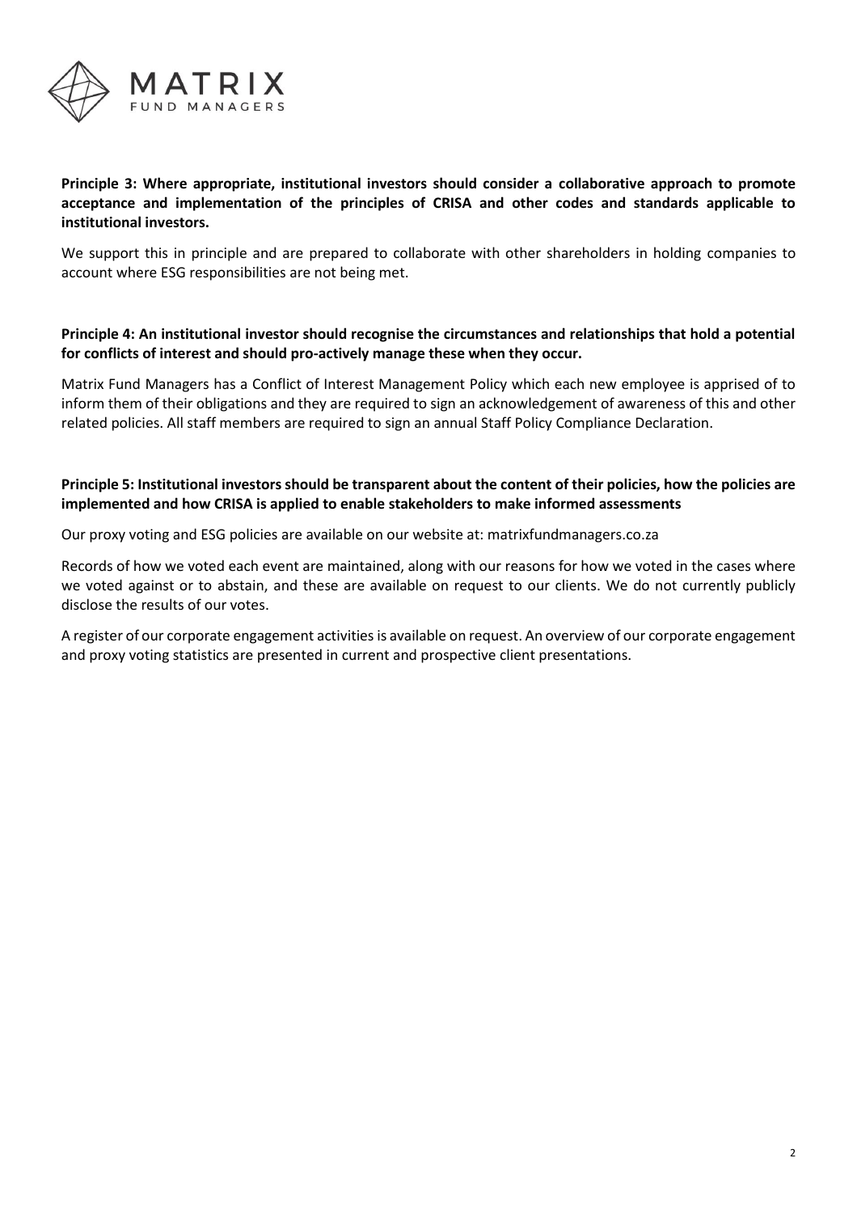**Principle 3: Where appropriate, institutional investors should consider a collaborative approach to promote acceptance and implementation of the principles of CRISA and other codes and standards applicable to institutional investors.**

We support this in principle and are prepared to collaborate with other shareholders in holding companies to account where ESG responsibilities are not being met.

**Principle 4: An institutional investor should recognise the circumstances and relationships that hold a potential for conflicts of interest and should pro-actively manage these when they occur.**

Matrix Fund Managers has a Conflict of Interest Management Policy which each new employee is apprised of to inform them of their obligations and they are required to sign an acknowledgement of awareness of this and other related policies. All staff members are required to sign an annual Staff Policy Compliance Declaration.

**Principle 5: Institutional investors should be transparent about the content of their policies, how the policies are implemented and how CRISA is applied to enable stakeholders to make informed assessments**

Our proxy voting and ESG policies are available on our website at: matrixfundmanagers.co.za

Records of how we voted each event are maintained, along with our reasons for how we voted in the cases where we voted against or to abstain, and these are available on request to our clients. We do not currently publicly disclose the results of our votes.

A register of our corporate engagement activities is available on request. An overview of our corporate engagement and proxy voting statistics are presented in current and prospective client presentations.